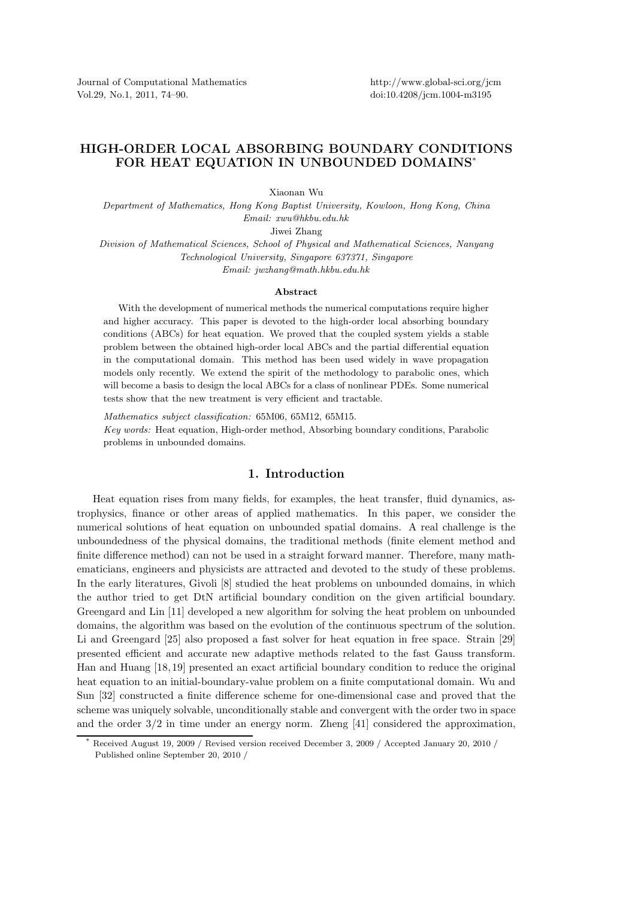# HIGH-ORDER LOCAL ABSORBING BOUNDARY CONDITIONS FOR HEAT EQUATION IN UNBOUNDED DOMAINS*

Xiaonan Wu

*Department of Mathematics, Hong Kong Baptist University, Kowloon, Hong Kong, China*
*Email: xwu@hkbu.edu.hk*

Jiwei Zhang

*Division of Mathematical Sciences, School of Physical and Mathematical Sciences, Nanyang Technological University, Singapore 637371, Singapore*
*Email: jwzhang@math.hkbu.edu.hk*

### Abstract

With the development of numerical methods the numerical computations require higher and higher accuracy. This paper is devoted to the high-order local absorbing boundary conditions (ABCs) for heat equation. We proved that the coupled system yields a stable problem between the obtained high-order local ABCs and the partial differential equation in the computational domain. This method has been used widely in wave propagation models only recently. We extend the spirit of the methodology to parabolic ones, which will become a basis to design the local ABCs for a class of nonlinear PDEs. Some numerical tests show that the new treatment is very efficient and tractable.

*Mathematics subject classification:* 65M06, 65M12, 65M15.

*Key words:* Heat equation, High-order method, Absorbing boundary conditions, Parabolic problems in unbounded domains.

## 1. Introduction

Heat equation rises from many fields, for examples, the heat transfer, fluid dynamics, astrophysics, finance or other areas of applied mathematics. In this paper, we consider the numerical solutions of heat equation on unbounded spatial domains. A real challenge is the unboundedness of the physical domains, the traditional methods (finite element method and finite difference method) can not be used in a straight forward manner. Therefore, many mathematicians, engineers and physicists are attracted and devoted to the study of these problems. In the early literatures, Givoli [8] studied the heat problems on unbounded domains, in which the author tried to get DtN artificial boundary condition on the given artificial boundary. Greengard and Lin [11] developed a new algorithm for solving the heat problem on unbounded domains, the algorithm was based on the evolution of the continuous spectrum of the solution. Li and Greengard [25] also proposed a fast solver for heat equation in free space. Strain [29] presented efficient and accurate new adaptive methods related to the fast Gauss transform. Han and Huang [18,19] presented an exact artificial boundary condition to reduce the original heat equation to an initial-boundary-value problem on a finite computational domain. Wu and Sun [32] constructed a finite difference scheme for one-dimensional case and proved that the scheme was uniquely solvable, unconditionally stable and convergent with the order two in space and the order 3/2 in time under an energy norm. Zheng [41] considered the approximation,

* Received August 19, 2009 / Revised version received December 3, 2009 / Accepted January 20, 2010 / Published online September 20, 2010 /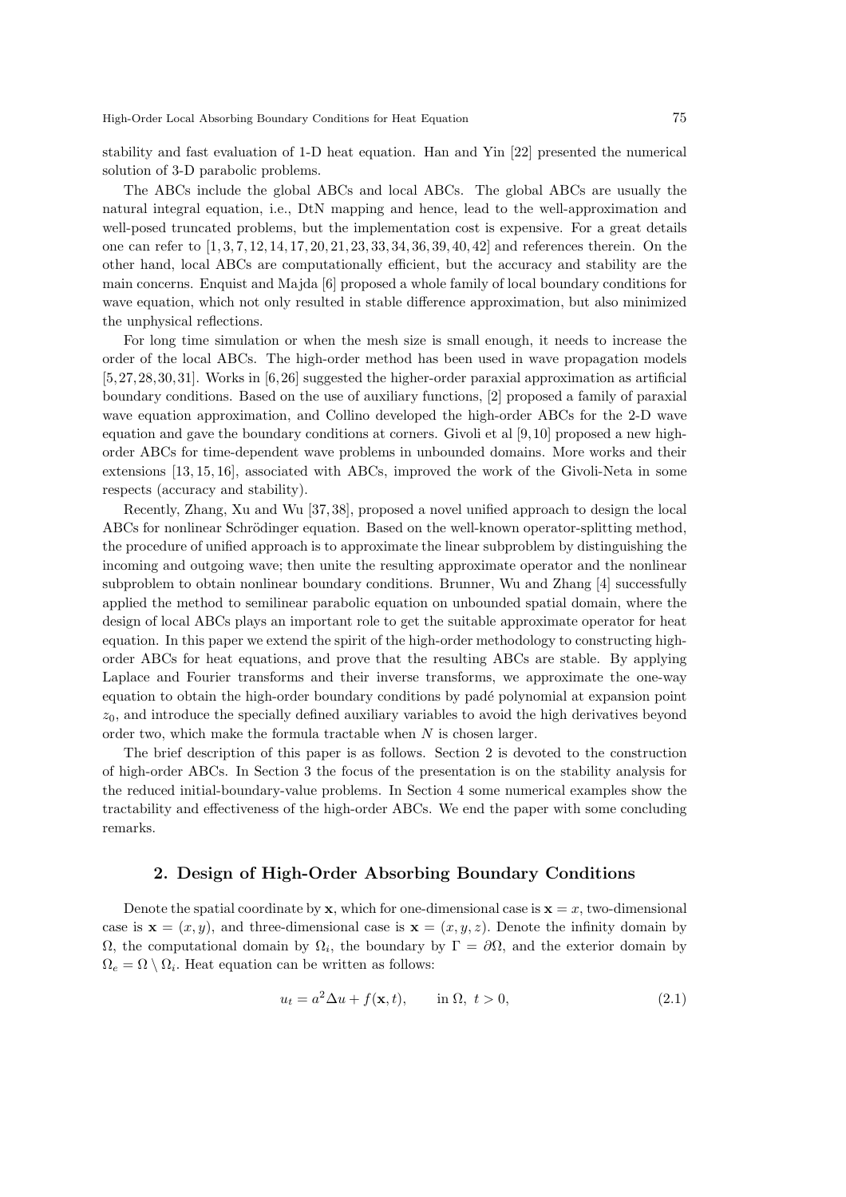stability and fast evaluation of 1-D heat equation. Han and Yin [22] presented the numerical solution of 3-D parabolic problems.

The ABCs include the global ABCs and local ABCs. The global ABCs are usually the natural integral equation, i.e., DtN mapping and hence, lead to the well-approximation and well-posed truncated problems, but the implementation cost is expensive. For a great details one can refer to [1, 3, 7, 12, 14, 17, 20, 21, 23, 33, 34, 36, 39, 40, 42] and references therein. On the other hand, local ABCs are computationally efficient, but the accuracy and stability are the main concerns. Enquist and Majda [6] proposed a whole family of local boundary conditions for wave equation, which not only resulted in stable difference approximation, but also minimized the unphysical reflections.

For long time simulation or when the mesh size is small enough, it needs to increase the order of the local ABCs. The high-order method has been used in wave propagation models [5, 27, 28, 30, 31]. Works in [6, 26] suggested the higher-order paraxial approximation as artificial boundary conditions. Based on the use of auxiliary functions, [2] proposed a family of paraxial wave equation approximation, and Collino developed the high-order ABCs for the 2-D wave equation and gave the boundary conditions at corners. Givoli et al [9, 10] proposed a new high-order ABCs for time-dependent wave problems in unbounded domains. More works and their extensions [13, 15, 16], associated with ABCs, improved the work of the Givoli-Neta in some respects (accuracy and stability).

Recently, Zhang, Xu and Wu [37, 38], proposed a novel unified approach to design the local ABCs for nonlinear Schrödinger equation. Based on the well-known operator-splitting method, the procedure of unified approach is to approximate the linear subproblem by distinguishing the incoming and outgoing wave; then unite the resulting approximate operator and the nonlinear subproblem to obtain nonlinear boundary conditions. Brunner, Wu and Zhang [4] successfully applied the method to semilinear parabolic equation on unbounded spatial domain, where the design of local ABCs plays an important role to get the suitable approximate operator for heat equation. In this paper we extend the spirit of the high-order methodology to constructing high-order ABCs for heat equations, and prove that the resulting ABCs are stable. By applying Laplace and Fourier transforms and their inverse transforms, we approximate the one-way equation to obtain the high-order boundary conditions by padé polynomial at expansion point $z_0$, and introduce the specially defined auxiliary variables to avoid the high derivatives beyond order two, which make the formula tractable when $N$ is chosen larger.

The brief description of this paper is as follows. Section 2 is devoted to the construction of high-order ABCs. In Section 3 the focus of the presentation is on the stability analysis for the reduced initial-boundary-value problems. In Section 4 some numerical examples show the tractability and effectiveness of the high-order ABCs. We end the paper with some concluding remarks.

## 2. Design of High-Order Absorbing Boundary Conditions

Denote the spatial coordinate by $\mathbf{x}$, which for one-dimensional case is $\mathbf{x} = x$, two-dimensional case is $\mathbf{x} = (x, y)$, and three-dimensional case is $\mathbf{x} = (x, y, z)$. Denote the infinity domain by $\Omega$, the computational domain by $\Omega_i$, the boundary by $\Gamma = \partial\Omega$, and the exterior domain by $\Omega_e = \Omega \setminus \Omega_i$. Heat equation can be written as follows:

$$u_t = a^2 \Delta u + f(\mathbf{x}, t), \qquad \text{in } \Omega,\ t > 0, \tag{2.1}$$